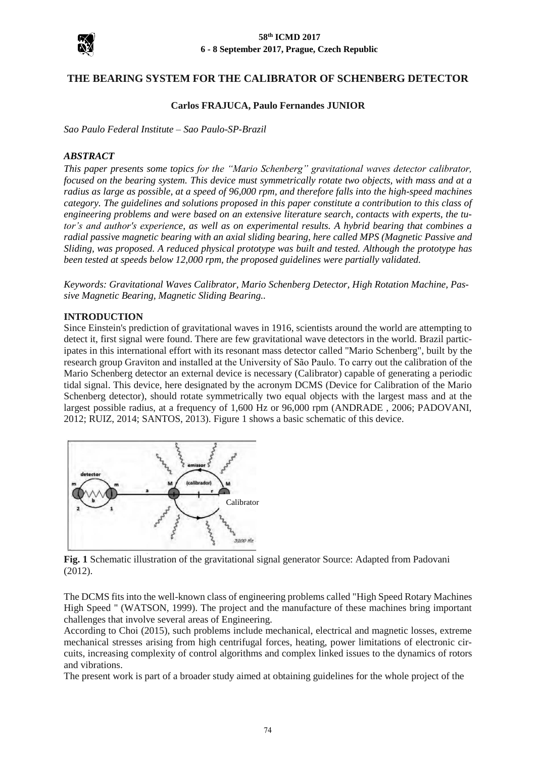# THE BEARING SYSTEM FOR THE CALIBRATOR OF SCHENBERG DETECTOR

**Carlos FRAJUCA, Paulo Fernandes JUNIOR**

*Sao Paulo Federal Institute – Sao Paulo-SP-Brazil*

## *ABSTRACT*

*This paper presents some topics for the "Mario Schenberg" gravitational waves detector calibrator, focused on the bearing system. This device must symmetrically rotate two objects, with mass and at a radius as large as possible, at a speed of 96,000 rpm, and therefore falls into the high-speed machines category. The guidelines and solutions proposed in this paper constitute a contribution to this class of engineering problems and were based on an extensive literature search, contacts with experts, the tutor's and author's experience, as well as on experimental results. A hybrid bearing that combines a radial passive magnetic bearing with an axial sliding bearing, here called MPS (Magnetic Passive and Sliding, was proposed. A reduced physical prototype was built and tested. Although the prototype has been tested at speeds below 12,000 rpm, the proposed guidelines were partially validated.*

*Keywords: Gravitational Waves Calibrator, Mario Schenberg Detector, High Rotation Machine, Passive Magnetic Bearing, Magnetic Sliding Bearing..*

## INTRODUCTION

Since Einstein's prediction of gravitational waves in 1916, scientists around the world are attempting to detect it, first signal were found. There are few gravitational wave detectors in the world. Brazil participates in this international effort with its resonant mass detector called "Mario Schenberg", built by the research group Graviton and installed at the University of São Paulo. To carry out the calibration of the Mario Schenberg detector an external device is necessary (Calibrator) capable of generating a periodic tidal signal. This device, here designated by the acronym DCMS (Device for Calibration of the Mario Schenberg detector), should rotate symmetrically two equal objects with the largest mass and at the largest possible radius, at a frequency of 1,600 Hz or 96,000 rpm (ANDRADE , 2006; PADOVANI, 2012; RUIZ, 2014; SANTOS, 2013). Figure 1 shows a basic schematic of this device.

**Fig. 1** Schematic illustration of the gravitational signal generator Source: Adapted from Padovani (2012).

The DCMS fits into the well-known class of engineering problems called "High Speed Rotary Machines High Speed " (WATSON, 1999). The project and the manufacture of these machines bring important challenges that involve several areas of Engineering.

According to Choi (2015), such problems include mechanical, electrical and magnetic losses, extreme mechanical stresses arising from high centrifugal forces, heating, power limitations of electronic circuits, increasing complexity of control algorithms and complex linked issues to the dynamics of rotors and vibrations.

The present work is part of a broader study aimed at obtaining guidelines for the whole project of the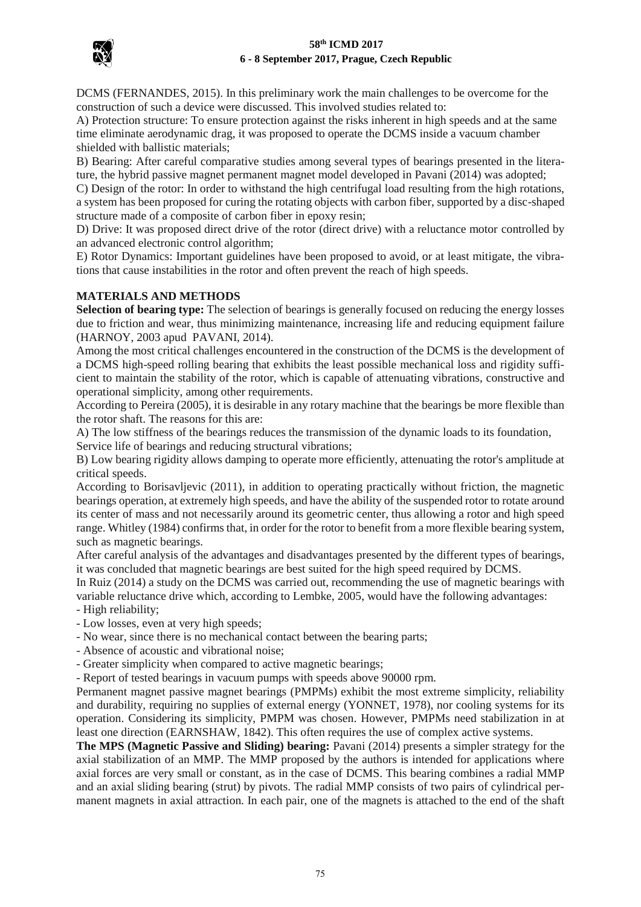DCMS (FERNANDES, 2015). In this preliminary work the main challenges to be overcome for the construction of such a device were discussed. This involved studies related to:

A) Protection structure: To ensure protection against the risks inherent in high speeds and at the same time eliminate aerodynamic drag, it was proposed to operate the DCMS inside a vacuum chamber shielded with ballistic materials;

B) Bearing: After careful comparative studies among several types of bearings presented in the literature, the hybrid passive magnet permanent magnet model developed in Pavani (2014) was adopted;

C) Design of the rotor: In order to withstand the high centrifugal load resulting from the high rotations, a system has been proposed for curing the rotating objects with carbon fiber, supported by a disc-shaped structure made of a composite of carbon fiber in epoxy resin;

D) Drive: It was proposed direct drive of the rotor (direct drive) with a reluctance motor controlled by an advanced electronic control algorithm;

E) Rotor Dynamics: Important guidelines have been proposed to avoid, or at least mitigate, the vibrations that cause instabilities in the rotor and often prevent the reach of high speeds.

## MATERIALS AND METHODS

**Selection of bearing type:** The selection of bearings is generally focused on reducing the energy losses due to friction and wear, thus minimizing maintenance, increasing life and reducing equipment failure (HARNOY, 2003 apud PAVANI, 2014).

Among the most critical challenges encountered in the construction of the DCMS is the development of a DCMS high-speed rolling bearing that exhibits the least possible mechanical loss and rigidity sufficient to maintain the stability of the rotor, which is capable of attenuating vibrations, constructive and operational simplicity, among other requirements.

According to Pereira (2005), it is desirable in any rotary machine that the bearings be more flexible than the rotor shaft. The reasons for this are:

A) The low stiffness of the bearings reduces the transmission of the dynamic loads to its foundation, Service life of bearings and reducing structural vibrations;

B) Low bearing rigidity allows damping to operate more efficiently, attenuating the rotor's amplitude at critical speeds.

According to Borisavljevic (2011), in addition to operating practically without friction, the magnetic bearings operation, at extremely high speeds, and have the ability of the suspended rotor to rotate around its center of mass and not necessarily around its geometric center, thus allowing a rotor and high speed range. Whitley (1984) confirms that, in order for the rotor to benefit from a more flexible bearing system, such as magnetic bearings.

After careful analysis of the advantages and disadvantages presented by the different types of bearings, it was concluded that magnetic bearings are best suited for the high speed required by DCMS.

In Ruiz (2014) a study on the DCMS was carried out, recommending the use of magnetic bearings with variable reluctance drive which, according to Lembke, 2005, would have the following advantages:

- High reliability;
- Low losses, even at very high speeds;
- No wear, since there is no mechanical contact between the bearing parts;
- Absence of acoustic and vibrational noise;
- Greater simplicity when compared to active magnetic bearings;
- Report of tested bearings in vacuum pumps with speeds above 90000 rpm.

Permanent magnet passive magnet bearings (PMPMs) exhibit the most extreme simplicity, reliability and durability, requiring no supplies of external energy (YONNET, 1978), nor cooling systems for its operation. Considering its simplicity, PMPM was chosen. However, PMPMs need stabilization in at least one direction (EARNSHAW, 1842). This often requires the use of complex active systems.

**The MPS (Magnetic Passive and Sliding) bearing:** Pavani (2014) presents a simpler strategy for the axial stabilization of an MMP. The MMP proposed by the authors is intended for applications where axial forces are very small or constant, as in the case of DCMS. This bearing combines a radial MMP and an axial sliding bearing (strut) by pivots. The radial MMP consists of two pairs of cylindrical permanent magnets in axial attraction. In each pair, one of the magnets is attached to the end of the shaft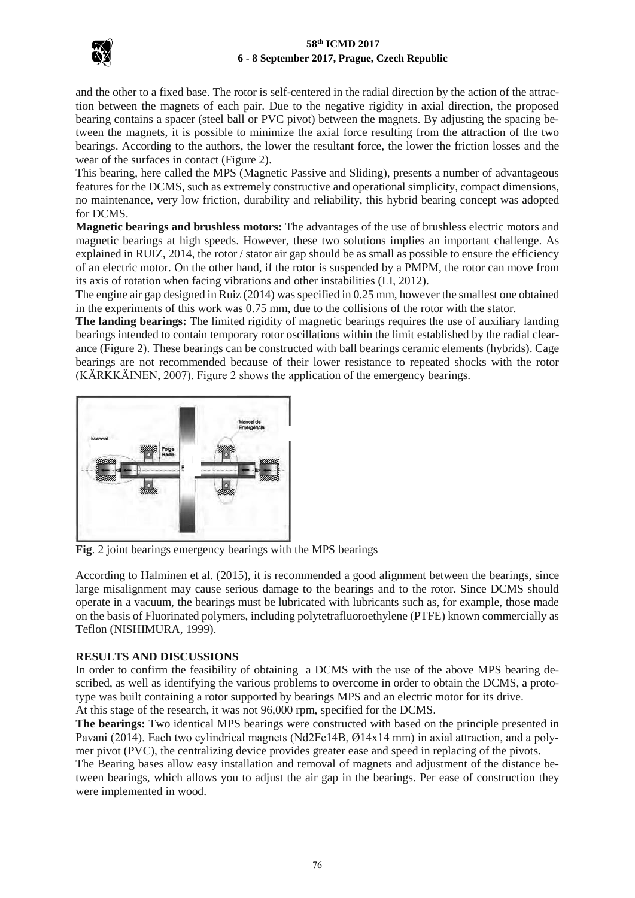and the other to a fixed base. The rotor is self-centered in the radial direction by the action of the attraction between the magnets of each pair. Due to the negative rigidity in axial direction, the proposed bearing contains a spacer (steel ball or PVC pivot) between the magnets. By adjusting the spacing between the magnets, it is possible to minimize the axial force resulting from the attraction of the two bearings. According to the authors, the lower the resultant force, the lower the friction losses and the wear of the surfaces in contact (Figure 2).

This bearing, here called the MPS (Magnetic Passive and Sliding), presents a number of advantageous features for the DCMS, such as extremely constructive and operational simplicity, compact dimensions, no maintenance, very low friction, durability and reliability, this hybrid bearing concept was adopted for DCMS.

**Magnetic bearings and brushless motors:** The advantages of the use of brushless electric motors and magnetic bearings at high speeds. However, these two solutions implies an important challenge. As explained in RUIZ, 2014, the rotor / stator air gap should be as small as possible to ensure the efficiency of an electric motor. On the other hand, if the rotor is suspended by a PMPM, the rotor can move from its axis of rotation when facing vibrations and other instabilities (LI, 2012).

The engine air gap designed in Ruiz (2014) was specified in 0.25 mm, however the smallest one obtained in the experiments of this work was 0.75 mm, due to the collisions of the rotor with the stator.

**The landing bearings:** The limited rigidity of magnetic bearings requires the use of auxiliary landing bearings intended to contain temporary rotor oscillations within the limit established by the radial clearance (Figure 2). These bearings can be constructed with ball bearings ceramic elements (hybrids). Cage bearings are not recommended because of their lower resistance to repeated shocks with the rotor (KÄRKKÄINEN, 2007). Figure 2 shows the application of the emergency bearings.

**Fig**. 2 joint bearings emergency bearings with the MPS bearings

According to Halminen et al. (2015), it is recommended a good alignment between the bearings, since large misalignment may cause serious damage to the bearings and to the rotor. Since DCMS should operate in a vacuum, the bearings must be lubricated with lubricants such as, for example, those made on the basis of Fluorinated polymers, including polytetrafluoroethylene (PTFE) known commercially as Teflon (NISHIMURA, 1999).

## RESULTS AND DISCUSSIONS

In order to confirm the feasibility of obtaining a DCMS with the use of the above MPS bearing described, as well as identifying the various problems to overcome in order to obtain the DCMS, a prototype was built containing a rotor supported by bearings MPS and an electric motor for its drive.

At this stage of the research, it was not 96,000 rpm, specified for the DCMS.

**The bearings:** Two identical MPS bearings were constructed with based on the principle presented in Pavani (2014). Each two cylindrical magnets ($Nd_2Fe_{14}B$, Ø14x14 mm) in axial attraction, and a polymer pivot (PVC), the centralizing device provides greater ease and speed in replacing of the pivots.

The Bearing bases allow easy installation and removal of magnets and adjustment of the distance between bearings, which allows you to adjust the air gap in the bearings. Per ease of construction they were implemented in wood.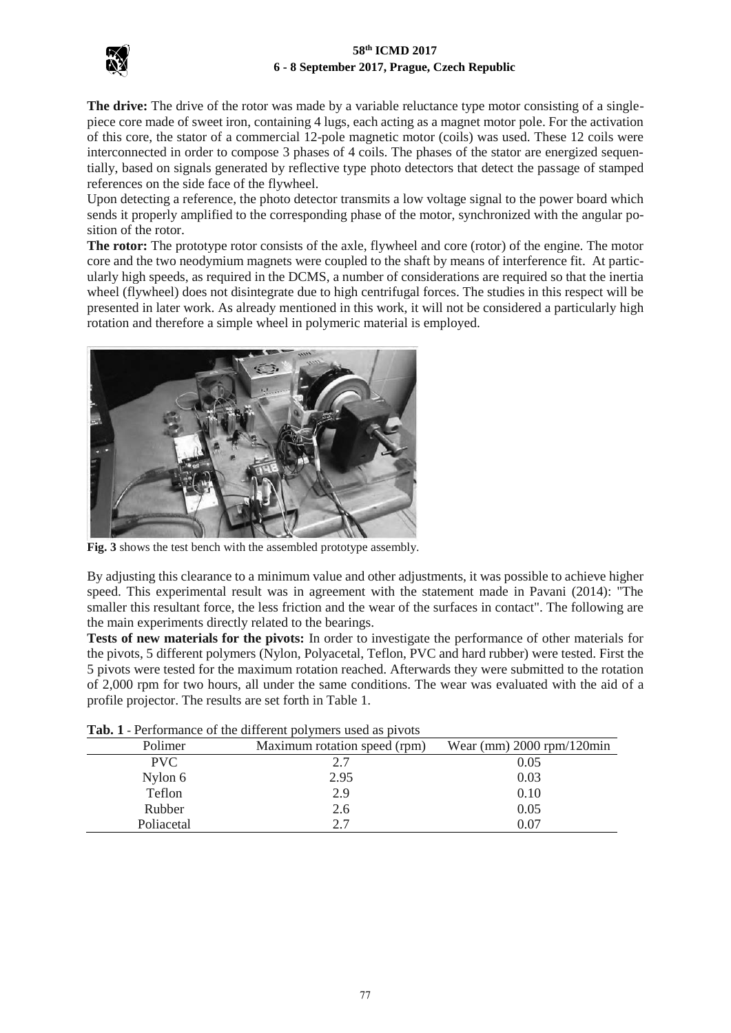**The drive:** The drive of the rotor was made by a variable reluctance type motor consisting of a single-piece core made of sweet iron, containing 4 lugs, each acting as a magnet motor pole. For the activation of this core, the stator of a commercial 12-pole magnetic motor (coils) was used. These 12 coils were interconnected in order to compose 3 phases of 4 coils. The phases of the stator are energized sequentially, based on signals generated by reflective type photo detectors that detect the passage of stamped references on the side face of the flywheel.

Upon detecting a reference, the photo detector transmits a low voltage signal to the power board which sends it properly amplified to the corresponding phase of the motor, synchronized with the angular position of the rotor.

**The rotor:** The prototype rotor consists of the axle, flywheel and core (rotor) of the engine. The motor core and the two neodymium magnets were coupled to the shaft by means of interference fit. At particularly high speeds, as required in the DCMS, a number of considerations are required so that the inertia wheel (flywheel) does not disintegrate due to high centrifugal forces. The studies in this respect will be presented in later work. As already mentioned in this work, it will not be considered a particularly high rotation and therefore a simple wheel in polymeric material is employed.

**Fig. 3** shows the test bench with the assembled prototype assembly.

By adjusting this clearance to a minimum value and other adjustments, it was possible to achieve higher speed. This experimental result was in agreement with the statement made in Pavani (2014): "The smaller this resultant force, the less friction and the wear of the surfaces in contact". The following are the main experiments directly related to the bearings.

**Tests of new materials for the pivots:** In order to investigate the performance of other materials for the pivots, 5 different polymers (Nylon, Polyacetal, Teflon, PVC and hard rubber) were tested. First the 5 pivots were tested for the maximum rotation reached. Afterwards they were submitted to the rotation of 2,000 rpm for two hours, all under the same conditions. The wear was evaluated with the aid of a profile projector. The results are set forth in Table 1.

**Tab. 1** - Performance of the different polymers used as pivots

| Polimer | Maximum rotation speed (rpm) | Wear (mm) 2000 rpm/120min |
|---|---|---|
| PVC | 2.7 | 0.05 |
| Nylon 6 | 2.95 | 0.03 |
| Teflon | 2.9 | 0.10 |
| Rubber | 2.6 | 0.05 |
| Poliacetal | 2.7 | 0.07 |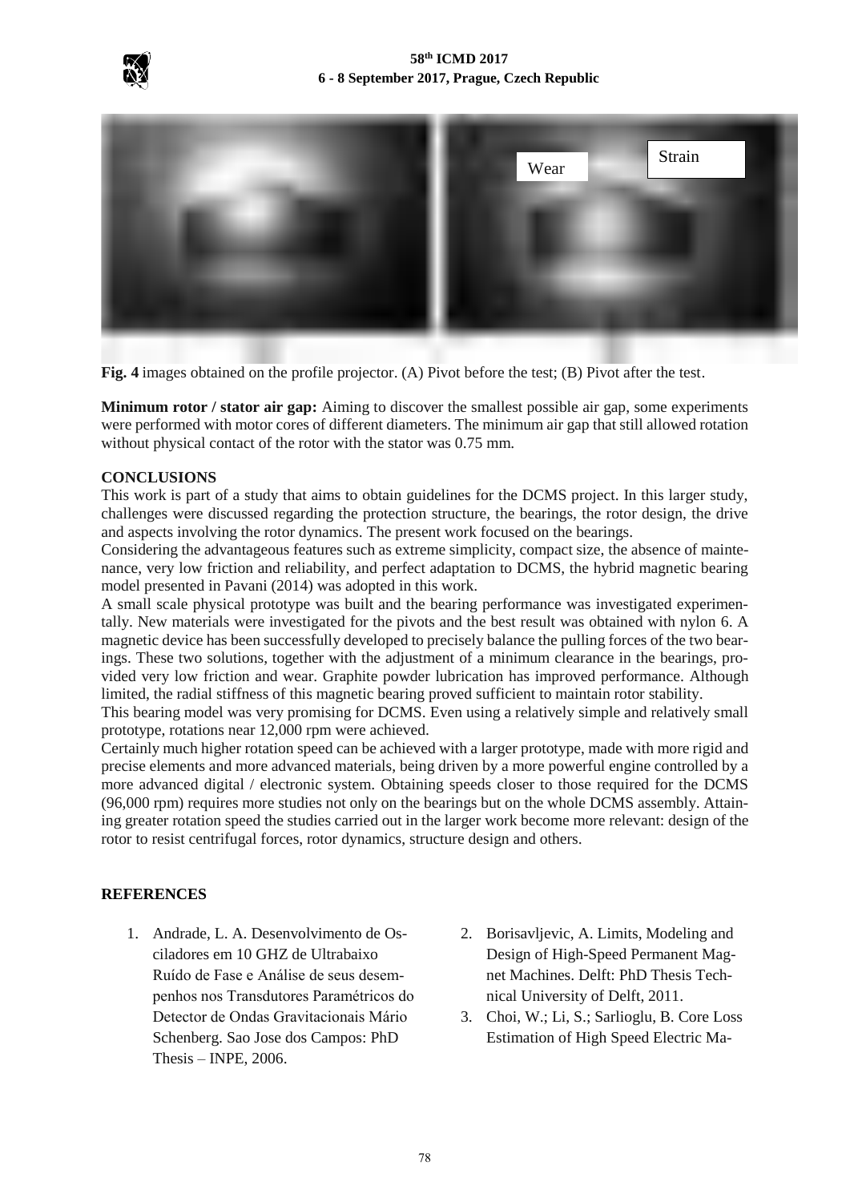**Fig. 4** images obtained on the profile projector. (A) Pivot before the test; (B) Pivot after the test.

**Minimum rotor / stator air gap:** Aiming to discover the smallest possible air gap, some experiments were performed with motor cores of different diameters. The minimum air gap that still allowed rotation without physical contact of the rotor with the stator was 0.75 mm.

## CONCLUSIONS

This work is part of a study that aims to obtain guidelines for the DCMS project. In this larger study, challenges were discussed regarding the protection structure, the bearings, the rotor design, the drive and aspects involving the rotor dynamics. The present work focused on the bearings.

Considering the advantageous features such as extreme simplicity, compact size, the absence of maintenance, very low friction and reliability, and perfect adaptation to DCMS, the hybrid magnetic bearing model presented in Pavani (2014) was adopted in this work.

A small scale physical prototype was built and the bearing performance was investigated experimentally. New materials were investigated for the pivots and the best result was obtained with nylon 6. A magnetic device has been successfully developed to precisely balance the pulling forces of the two bearings. These two solutions, together with the adjustment of a minimum clearance in the bearings, provided very low friction and wear. Graphite powder lubrication has improved performance. Although limited, the radial stiffness of this magnetic bearing proved sufficient to maintain rotor stability.

This bearing model was very promising for DCMS. Even using a relatively simple and relatively small prototype, rotations near 12,000 rpm were achieved.

Certainly much higher rotation speed can be achieved with a larger prototype, made with more rigid and precise elements and more advanced materials, being driven by a more powerful engine controlled by a more advanced digital / electronic system. Obtaining speeds closer to those required for the DCMS (96,000 rpm) requires more studies not only on the bearings but on the whole DCMS assembly. Attaining greater rotation speed the studies carried out in the larger work become more relevant: design of the rotor to resist centrifugal forces, rotor dynamics, structure design and others.

## REFERENCES

1. Andrade, L. A. Desenvolvimento de Osciladores em 10 GHZ de Ultrabaixo Ruído de Fase e Análise de seus desempenhos nos Transdutores Paramétricos do Detector de Ondas Gravitacionais Mário Schenberg. Sao Jose dos Campos: PhD Thesis – INPE, 2006.
2. Borisavljevic, A. Limits, Modeling and Design of High-Speed Permanent Magnet Machines. Delft: PhD Thesis Technical University of Delft, 2011.
3. Choi, W.; Li, S.; Sarlioglu, B. Core Loss Estimation of High Speed Electric Ma-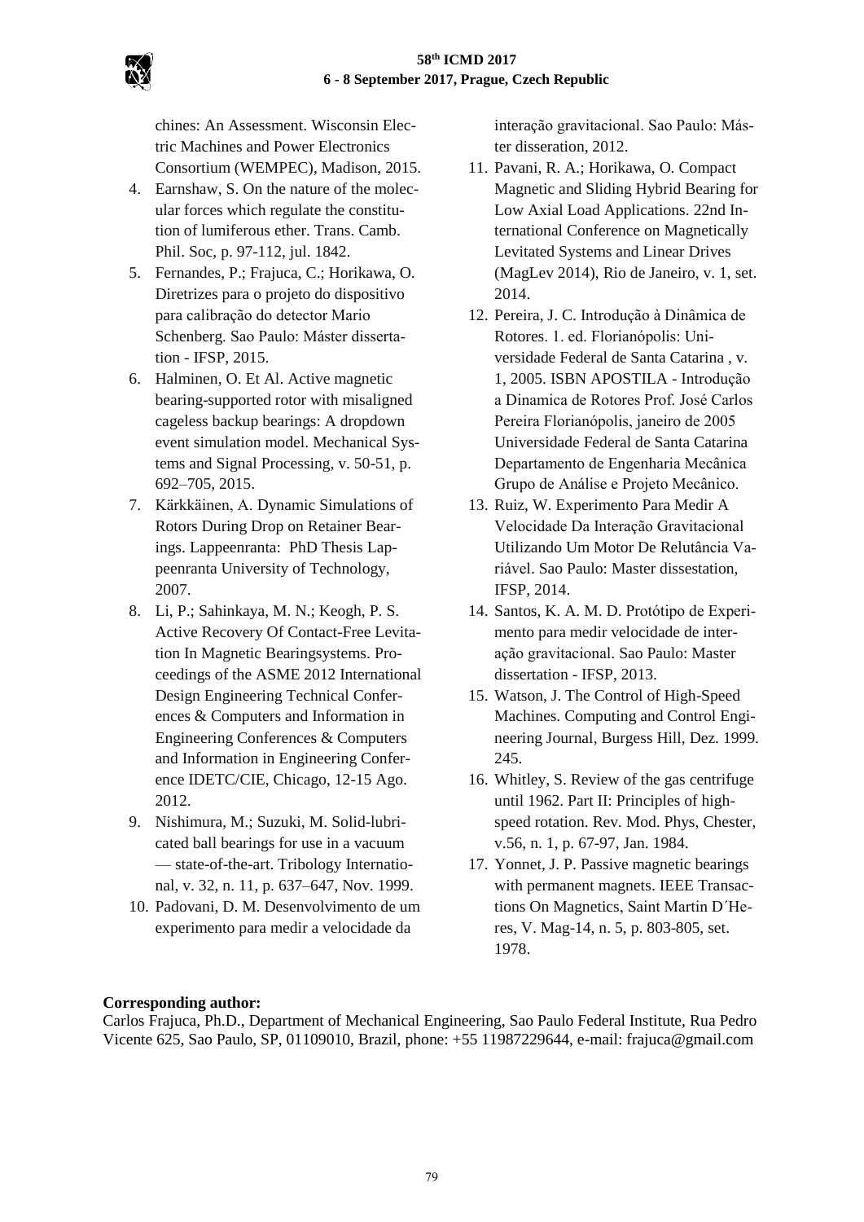chines: An Assessment. Wisconsin Electric Machines and Power Electronics Consortium (WEMPEC), Madison, 2015.

4. Earnshaw, S. On the nature of the molecular forces which regulate the constitution of lumiferous ether. Trans. Camb. Phil. Soc, p. 97-112, jul. 1842.
5. Fernandes, P.; Frajuca, C.; Horikawa, O. Diretrizes para o projeto do dispositivo para calibração do detector Mario Schenberg. Sao Paulo: Máster dissertation - IFSP, 2015.
6. Halminen, O. Et Al. Active magnetic bearing-supported rotor with misaligned cageless backup bearings: A dropdown event simulation model. Mechanical Systems and Signal Processing, v. 50-51, p. 692–705, 2015.
7. Kärkkäinen, A. Dynamic Simulations of Rotors During Drop on Retainer Bearings. Lappeenranta: PhD Thesis Lappeenranta University of Technology, 2007.
8. Li, P.; Sahinkaya, M. N.; Keogh, P. S. Active Recovery Of Contact-Free Levitation In Magnetic Bearingsystems. Proceedings of the ASME 2012 International Design Engineering Technical Conferences & Computers and Information in Engineering Conferences & Computers and Information in Engineering Conference IDETC/CIE, Chicago, 12-15 Ago. 2012.
9. Nishimura, M.; Suzuki, M. Solid-lubricated ball bearings for use in a vacuum — state-of-the-art. Tribology International, v. 32, n. 11, p. 637–647, Nov. 1999.
10. Padovani, D. M. Desenvolvimento de um experimento para medir a velocidade da interação gravitacional. Sao Paulo: Máster disseration, 2012.
11. Pavani, R. A.; Horikawa, O. Compact Magnetic and Sliding Hybrid Bearing for Low Axial Load Applications. 22nd International Conference on Magnetically Levitated Systems and Linear Drives (MagLev 2014), Rio de Janeiro, v. 1, set. 2014.
12. Pereira, J. C. Introdução à Dinâmica de Rotores. 1. ed. Florianópolis: Universidade Federal de Santa Catarina , v. 1, 2005. ISBN APOSTILA - Introdução a Dinamica de Rotores Prof. José Carlos Pereira Florianópolis, janeiro de 2005 Universidade Federal de Santa Catarina Departamento de Engenharia Mecânica Grupo de Análise e Projeto Mecânico.
13. Ruiz, W. Experimento Para Medir A Velocidade Da Interação Gravitacional Utilizando Um Motor De Relutância Variável. Sao Paulo: Master dissestation, IFSP, 2014.
14. Santos, K. A. M. D. Protótipo de Experimento para medir velocidade de interação gravitacional. Sao Paulo: Master dissertation - IFSP, 2013.
15. Watson, J. The Control of High-Speed Machines. Computing and Control Engineering Journal, Burgess Hill, Dez. 1999. 245.
16. Whitley, S. Review of the gas centrifuge until 1962. Part II: Principles of high-speed rotation. Rev. Mod. Phys, Chester, v.56, n. 1, p. 67-97, Jan. 1984.
17. Yonnet, J. P. Passive magnetic bearings with permanent magnets. IEEE Transactions On Magnetics, Saint Martin D´Heres, V. Mag-14, n. 5, p. 803-805, set. 1978.

**Corresponding author:**
Carlos Frajuca, Ph.D., Department of Mechanical Engineering, Sao Paulo Federal Institute, Rua Pedro Vicente 625, Sao Paulo, SP, 01109010, Brazil, phone: +55 11987229644, e-mail: frajuca@gmail.com